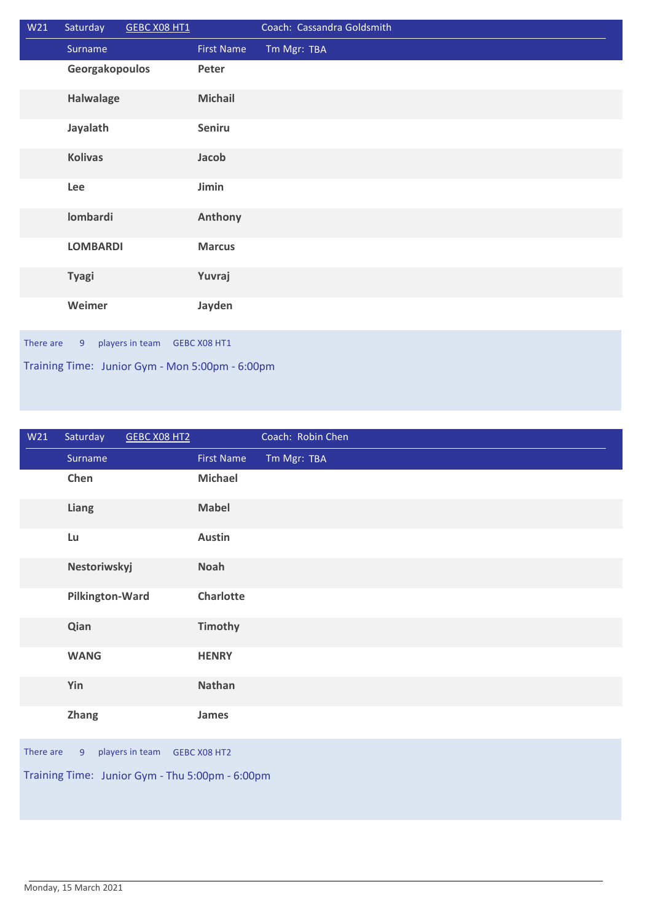| W21 | Saturday | GEBC X08 HT1 | Coach: Cassandra Goldsmith |
|---|---|---|---|
| | Surname | First Name | Tm Mgr: TBA |
| | **Georgakopoulos** | **Peter** | |
| | **Halwalage** | **Michail** | |
| | **Jayalath** | **Seniru** | |
| | **Kolivas** | **Jacob** | |
| | **Lee** | **Jimin** | |
| | **lombardi** | **Anthony** | |
| | **LOMBARDI** | **Marcus** | |
| | **Tyagi** | **Yuvraj** | |
| | **Weimer** | **Jayden** | |

There are 9 players in team GEBC X08 HT1

Training Time: Junior Gym - Mon 5:00pm - 6:00pm

| W21 | Saturday | GEBC X08 HT2 | Coach: Robin Chen |
|---|---|---|---|
| | Surname | First Name | Tm Mgr: TBA |
| | **Chen** | **Michael** | |
| | **Liang** | **Mabel** | |
| | **Lu** | **Austin** | |
| | **Nestoriwskyj** | **Noah** | |
| | **Pilkington-Ward** | **Charlotte** | |
| | **Qian** | **Timothy** | |
| | **WANG** | **HENRY** | |
| | **Yin** | **Nathan** | |
| | **Zhang** | **James** | |

There are 9 players in team GEBC X08 HT2

Training Time: Junior Gym - Thu 5:00pm - 6:00pm

Monday, 15 March 2021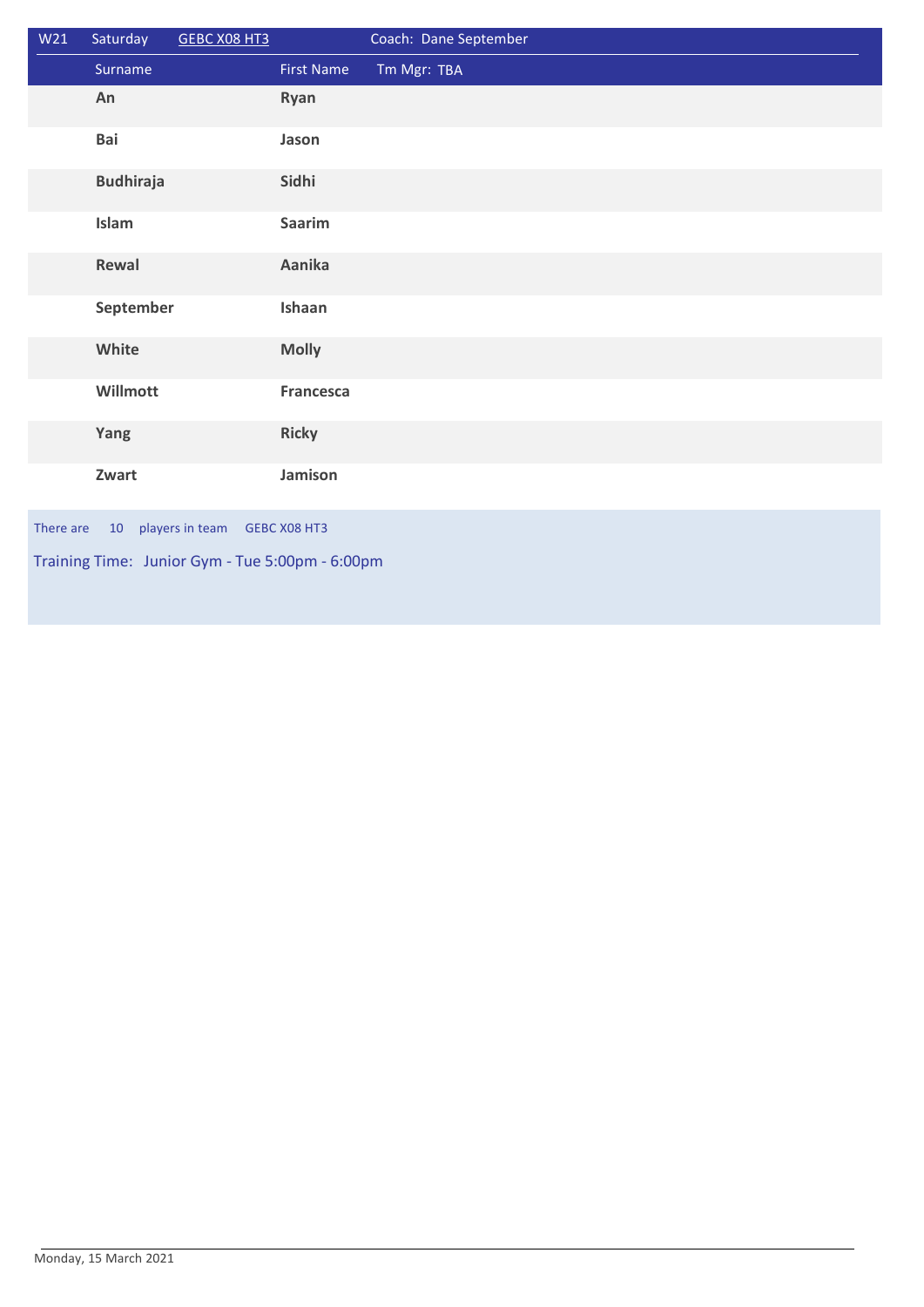| W21 | Saturday | GEBC X08 HT3 | Coach: Dane September |
|---|---|---|---|
| | Surname | First Name | Tm Mgr: TBA |
| | **An** | **Ryan** | |
| | **Bai** | **Jason** | |
| | **Budhiraja** | **Sidhi** | |
| | **Islam** | **Saarim** | |
| | **Rewal** | **Aanika** | |
| | **September** | **Ishaan** | |
| | **White** | **Molly** | |
| | **Willmott** | **Francesca** | |
| | **Yang** | **Ricky** | |
| | **Zwart** | **Jamison** | |

There are 10 players in team GEBC X08 HT3

Training Time: Junior Gym - Tue 5:00pm - 6:00pm

Monday, 15 March 2021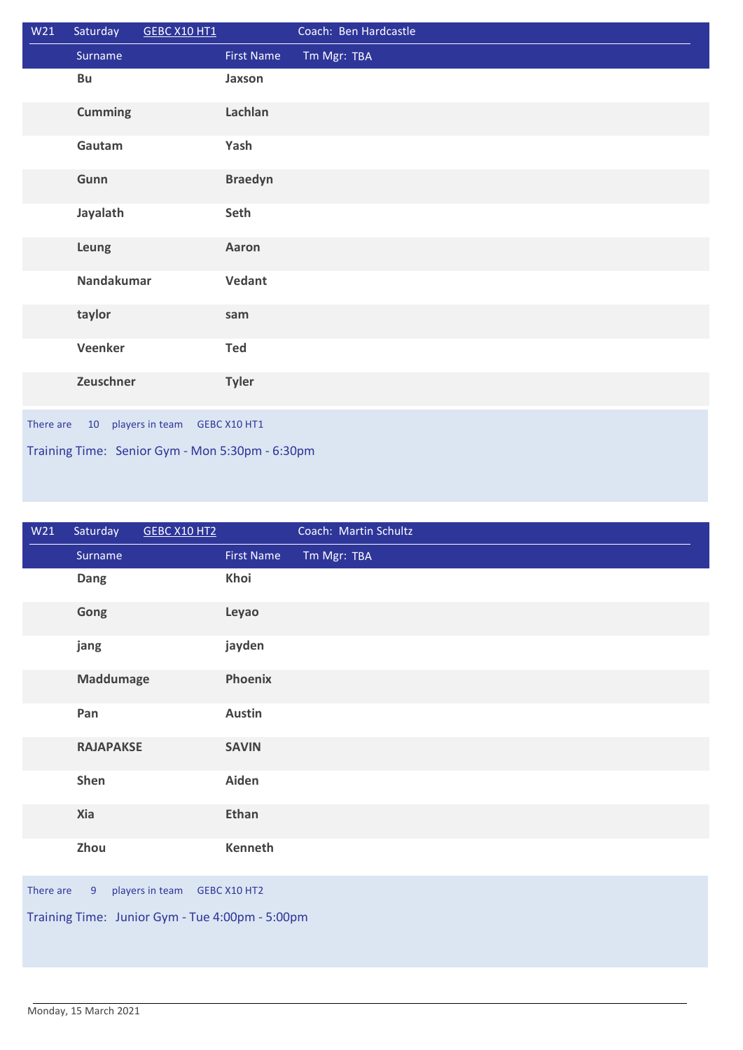| W21 | Saturday | GEBC X10 HT1 | Coach: Ben Hardcastle |
|---|---|---|---|
| | Surname | First Name | Tm Mgr: TBA |
| | **Bu** | **Jaxson** | |
| | **Cumming** | **Lachlan** | |
| | **Gautam** | **Yash** | |
| | **Gunn** | **Braedyn** | |
| | **Jayalath** | **Seth** | |
| | **Leung** | **Aaron** | |
| | **Nandakumar** | **Vedant** | |
| | **taylor** | **sam** | |
| | **Veenker** | **Ted** | |
| | **Zeuschner** | **Tyler** | |

There are 10 players in team GEBC X10 HT1

Training Time: Senior Gym - Mon 5:30pm - 6:30pm

| W21 | Saturday | GEBC X10 HT2 | Coach: Martin Schultz |
|---|---|---|---|
| | Surname | First Name | Tm Mgr: TBA |
| | **Dang** | **Khoi** | |
| | **Gong** | **Leyao** | |
| | **jang** | **jayden** | |
| | **Maddumage** | **Phoenix** | |
| | **Pan** | **Austin** | |
| | **RAJAPAKSE** | **SAVIN** | |
| | **Shen** | **Aiden** | |
| | **Xia** | **Ethan** | |
| | **Zhou** | **Kenneth** | |

There are 9 players in team GEBC X10 HT2

Training Time: Junior Gym - Tue 4:00pm - 5:00pm

Monday, 15 March 2021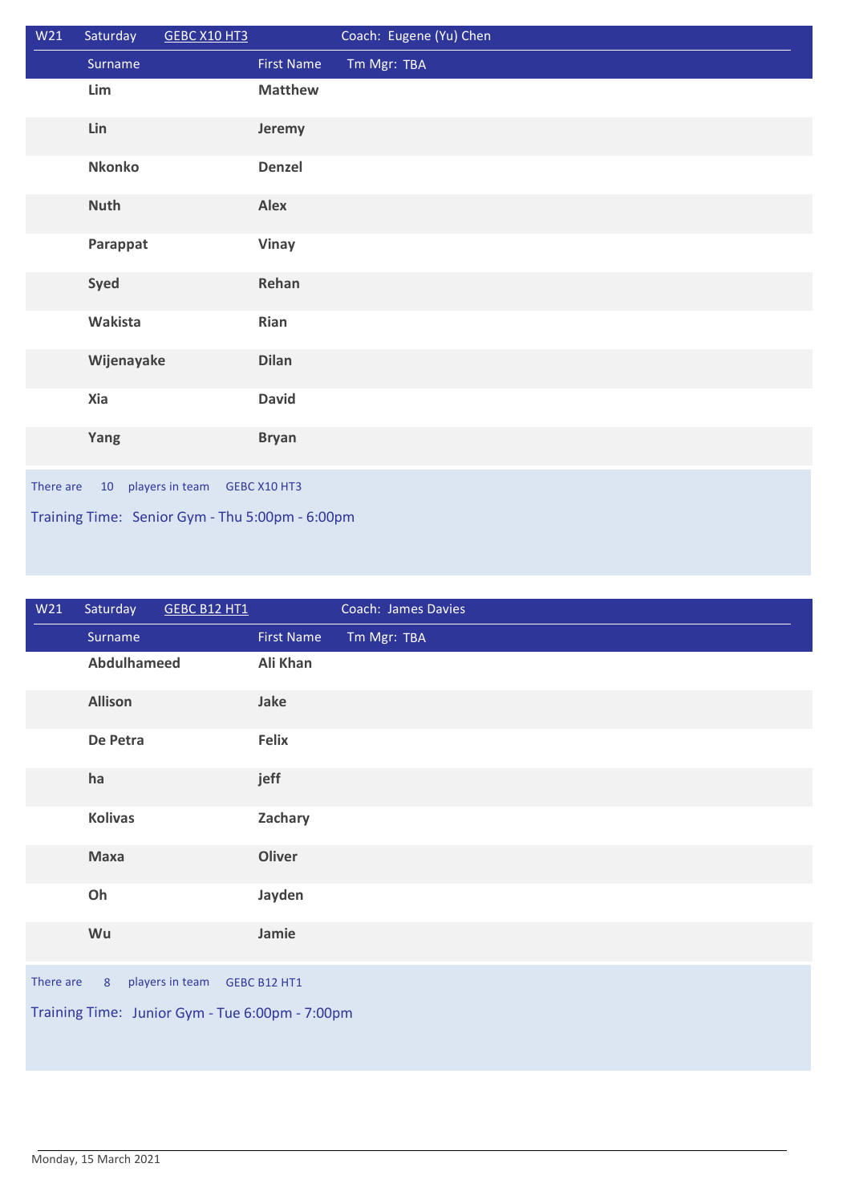| W21 | Saturday | GEBC X10 HT3 | Coach: Eugene (Yu) Chen |
|---|---|---|---|
| | Surname | First Name | Tm Mgr: TBA |
| | **Lim** | **Matthew** | |
| | **Lin** | **Jeremy** | |
| | **Nkonko** | **Denzel** | |
| | **Nuth** | **Alex** | |
| | **Parappat** | **Vinay** | |
| | **Syed** | **Rehan** | |
| | **Wakista** | **Rian** | |
| | **Wijenayake** | **Dilan** | |
| | **Xia** | **David** | |
| | **Yang** | **Bryan** | |

There are 10 players in team GEBC X10 HT3

Training Time: Senior Gym - Thu 5:00pm - 6:00pm

| W21 | Saturday | GEBC B12 HT1 | Coach: James Davies |
|---|---|---|---|
| | Surname | First Name | Tm Mgr: TBA |
| | **Abdulhameed** | **Ali Khan** | |
| | **Allison** | **Jake** | |
| | **De Petra** | **Felix** | |
| | **ha** | **jeff** | |
| | **Kolivas** | **Zachary** | |
| | **Maxa** | **Oliver** | |
| | **Oh** | **Jayden** | |
| | **Wu** | **Jamie** | |

There are 8 players in team GEBC B12 HT1

Training Time: Junior Gym - Tue 6:00pm - 7:00pm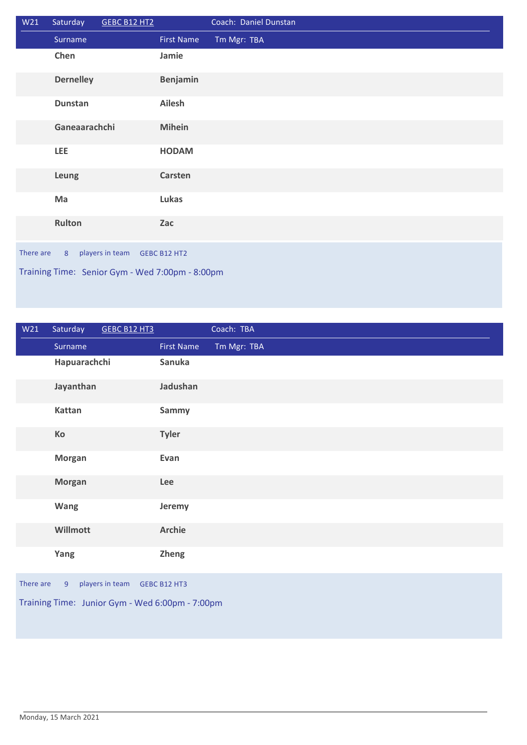| W21 | Saturday | GEBC B12 HT2 | Coach: Daniel Dunstan |
|---|---|---|---|
| | Surname | First Name | Tm Mgr: TBA |
| | Chen | Jamie | |
| | Dernelley | Benjamin | |
| | Dunstan | Ailesh | |
| | Ganeaarachchi | Mihein | |
| | LEE | HODAM | |
| | Leung | Carsten | |
| | Ma | Lukas | |
| | Rulton | Zac | |

There are 8 players in team GEBC B12 HT2

Training Time: Senior Gym - Wed 7:00pm - 8:00pm

| W21 | Saturday | GEBC B12 HT3 | Coach: TBA |
|---|---|---|---|
| | Surname | First Name | Tm Mgr: TBA |
| | Hapuarachchi | Sanuka | |
| | Jayanthan | Jadushan | |
| | Kattan | Sammy | |
| | Ko | Tyler | |
| | Morgan | Evan | |
| | Morgan | Lee | |
| | Wang | Jeremy | |
| | Willmott | Archie | |
| | Yang | Zheng | |

There are 9 players in team GEBC B12 HT3

Training Time: Junior Gym - Wed 6:00pm - 7:00pm

Monday, 15 March 2021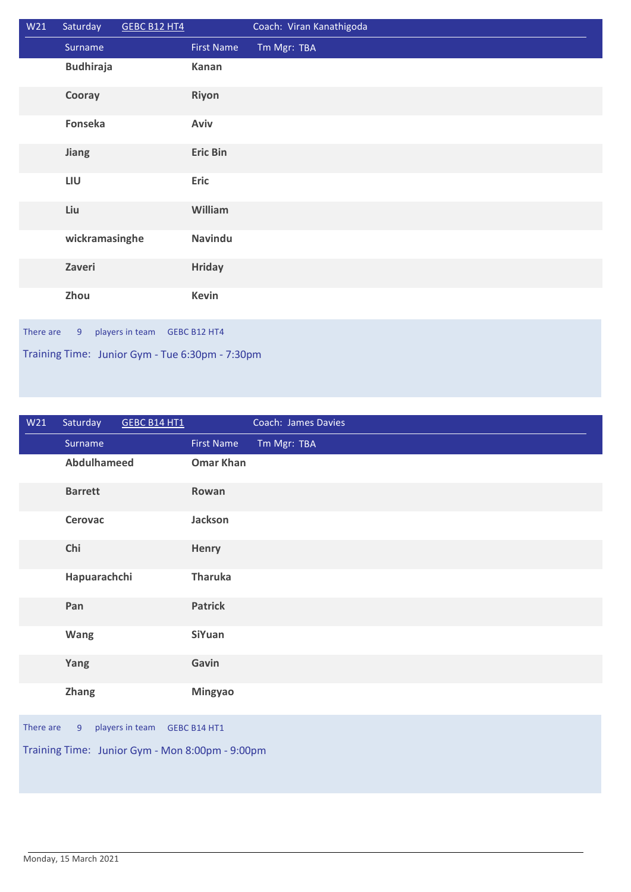| W21 | Saturday | GEBC B12 HT4 | Coach: Viran Kanathigoda |
|---|---|---|---|
| | Surname | First Name | Tm Mgr: TBA |
| | **Budhiraja** | **Kanan** | |
| | **Cooray** | **Riyon** | |
| | **Fonseka** | **Aviv** | |
| | **Jiang** | **Eric Bin** | |
| | **LIU** | **Eric** | |
| | **Liu** | **William** | |
| | **wickramasinghe** | **Navindu** | |
| | **Zaveri** | **Hriday** | |
| | **Zhou** | **Kevin** | |

There are 9 players in team GEBC B12 HT4

Training Time: Junior Gym - Tue 6:30pm - 7:30pm

| W21 | Saturday | GEBC B14 HT1 | Coach: James Davies |
|---|---|---|---|
| | Surname | First Name | Tm Mgr: TBA |
| | **Abdulhameed** | **Omar Khan** | |
| | **Barrett** | **Rowan** | |
| | **Cerovac** | **Jackson** | |
| | **Chi** | **Henry** | |
| | **Hapuarachchi** | **Tharuka** | |
| | **Pan** | **Patrick** | |
| | **Wang** | **SiYuan** | |
| | **Yang** | **Gavin** | |
| | **Zhang** | **Mingyao** | |

There are 9 players in team GEBC B14 HT1

Training Time: Junior Gym - Mon 8:00pm - 9:00pm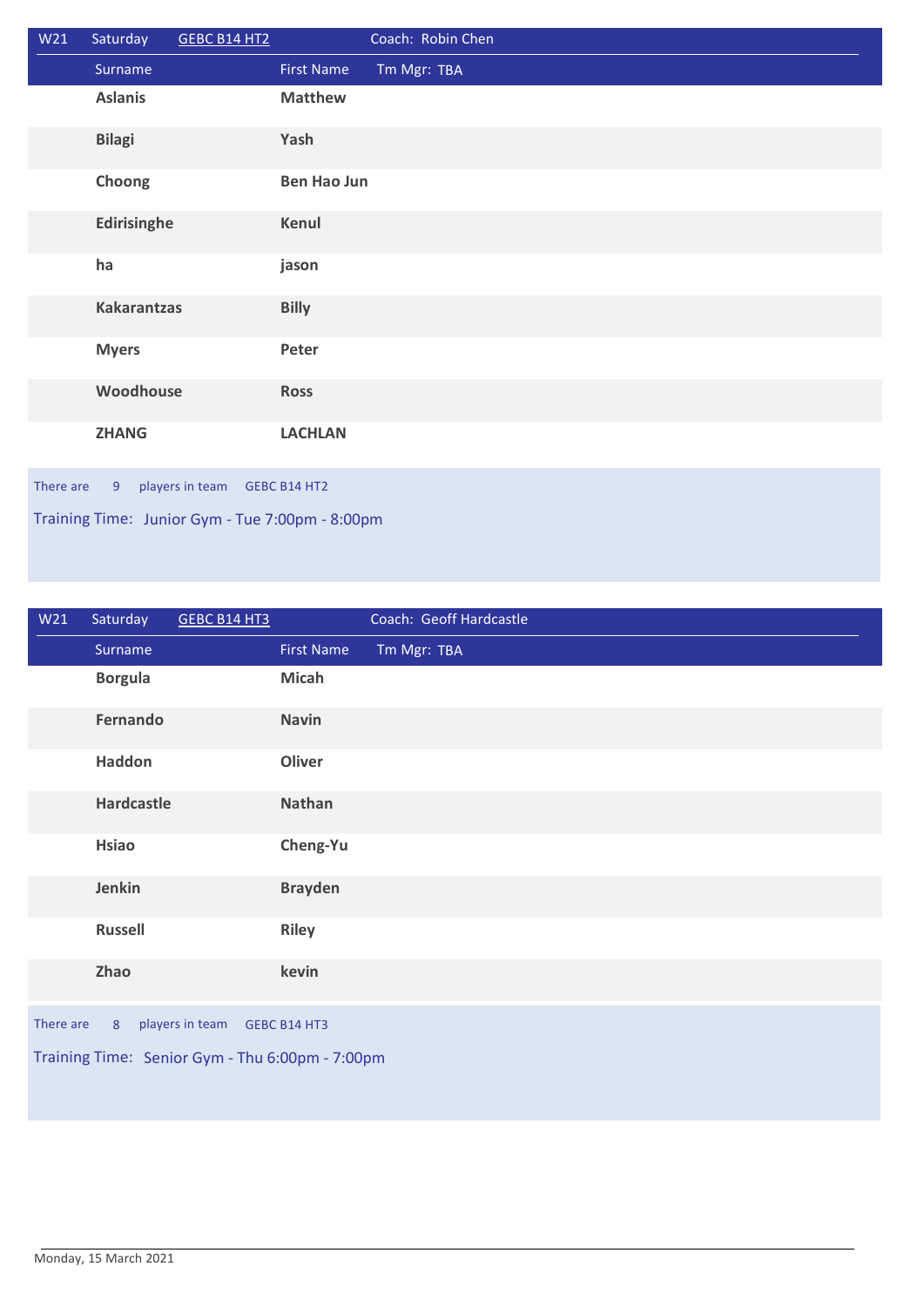| W21 | Saturday | GEBC B14 HT2 | Coach: Robin Chen |
|---|---|---|---|
| | Surname | First Name | Tm Mgr: TBA |
| | **Aslanis** | **Matthew** | |
| | **Bilagi** | **Yash** | |
| | **Choong** | **Ben Hao Jun** | |
| | **Edirisinghe** | **Kenul** | |
| | **ha** | **jason** | |
| | **Kakarantzas** | **Billy** | |
| | **Myers** | **Peter** | |
| | **Woodhouse** | **Ross** | |
| | **ZHANG** | **LACHLAN** | |

There are 9 players in team GEBC B14 HT2

Training Time: Junior Gym - Tue 7:00pm - 8:00pm

| W21 | Saturday | GEBC B14 HT3 | Coach: Geoff Hardcastle |
|---|---|---|---|
| | Surname | First Name | Tm Mgr: TBA |
| | **Borgula** | **Micah** | |
| | **Fernando** | **Navin** | |
| | **Haddon** | **Oliver** | |
| | **Hardcastle** | **Nathan** | |
| | **Hsiao** | **Cheng-Yu** | |
| | **Jenkin** | **Brayden** | |
| | **Russell** | **Riley** | |
| | **Zhao** | **kevin** | |

There are 8 players in team GEBC B14 HT3

Training Time: Senior Gym - Thu 6:00pm - 7:00pm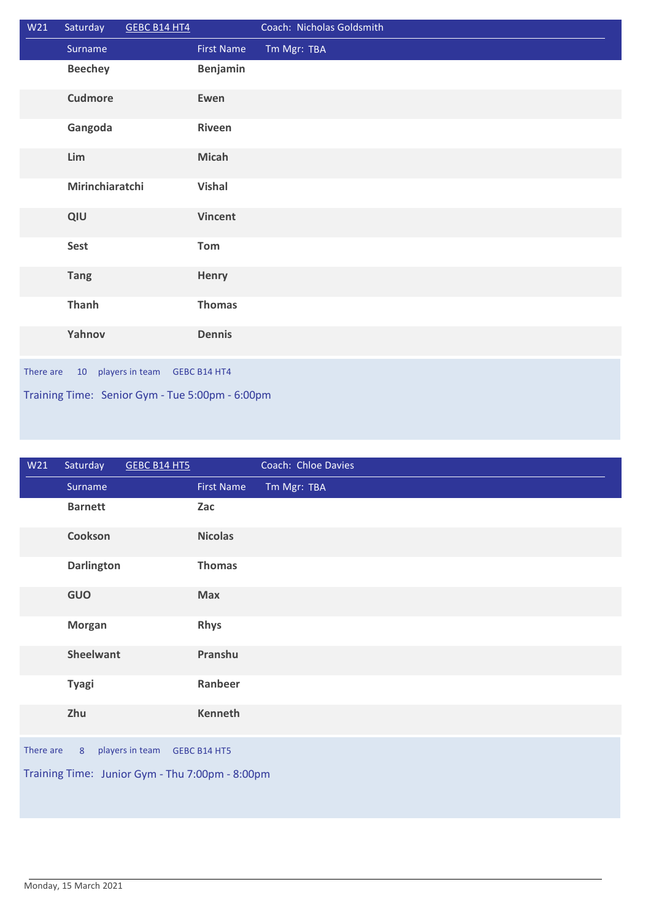| W21 | Saturday | GEBC B14 HT4 | Coach: Nicholas Goldsmith |
|---|---|---|---|
| | **Surname** | **First Name** | **Tm Mgr: TBA** |
| | **Beechey** | **Benjamin** | |
| | **Cudmore** | **Ewen** | |
| | **Gangoda** | **Riveen** | |
| | **Lim** | **Micah** | |
| | **Mirinchiaratchi** | **Vishal** | |
| | **QIU** | **Vincent** | |
| | **Sest** | **Tom** | |
| | **Tang** | **Henry** | |
| | **Thanh** | **Thomas** | |
| | **Yahnov** | **Dennis** | |

There are 10 players in team GEBC B14 HT4

Training Time: Senior Gym - Tue 5:00pm - 6:00pm

| W21 | Saturday | GEBC B14 HT5 | Coach: Chloe Davies |
|---|---|---|---|
| | **Surname** | **First Name** | **Tm Mgr: TBA** |
| | **Barnett** | **Zac** | |
| | **Cookson** | **Nicolas** | |
| | **Darlington** | **Thomas** | |
| | **GUO** | **Max** | |
| | **Morgan** | **Rhys** | |
| | **Sheelwant** | **Pranshu** | |
| | **Tyagi** | **Ranbeer** | |
| | **Zhu** | **Kenneth** | |

There are 8 players in team GEBC B14 HT5

Training Time: Junior Gym - Thu 7:00pm - 8:00pm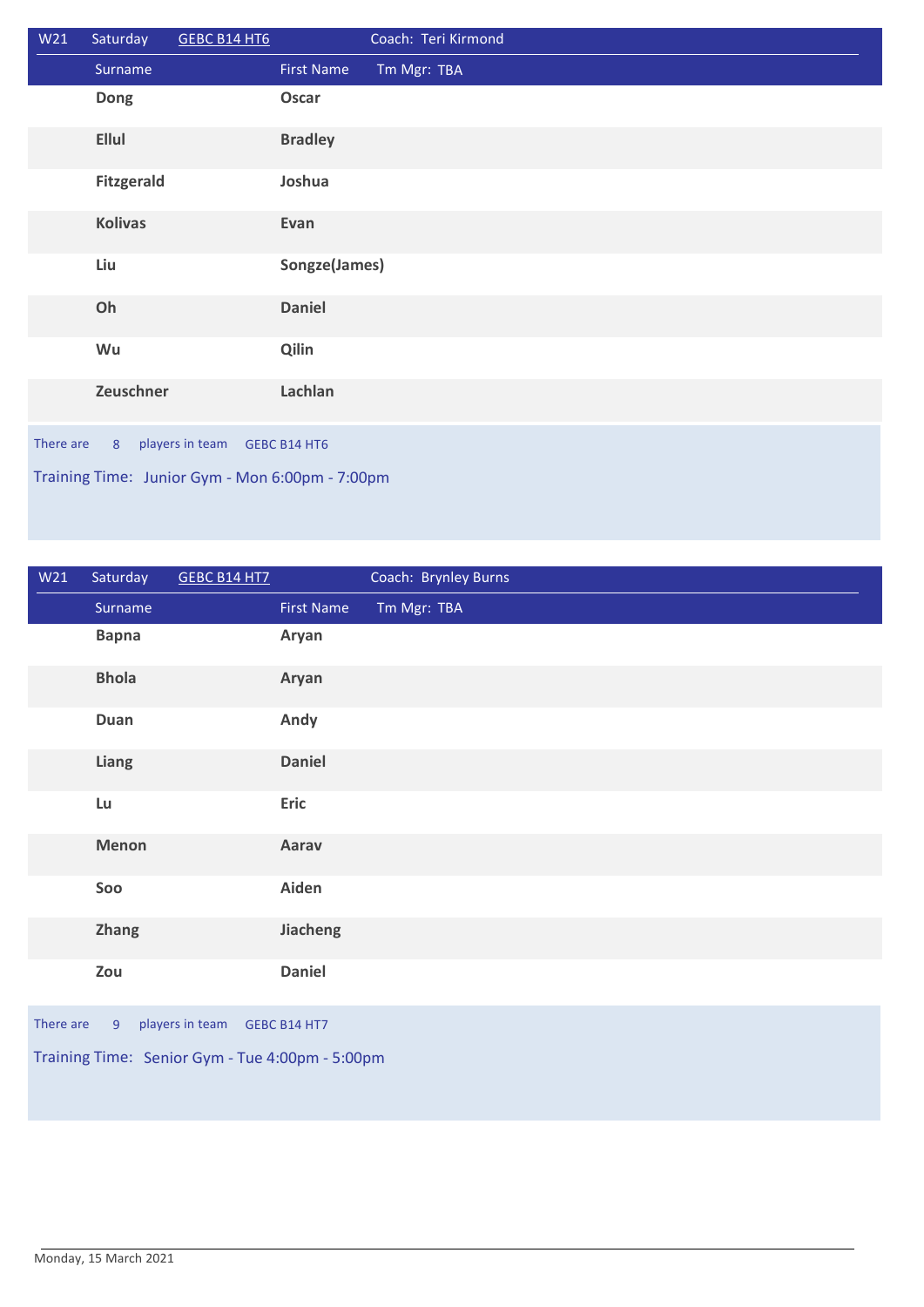| W21 | Saturday | GEBC B14 HT6 | Coach: Teri Kirmond |
|---|---|---|---|
| | Surname | First Name | Tm Mgr: TBA |
| | **Dong** | **Oscar** | |
| | **Ellul** | **Bradley** | |
| | **Fitzgerald** | **Joshua** | |
| | **Kolivas** | **Evan** | |
| | **Liu** | **Songze(James)** | |
| | **Oh** | **Daniel** | |
| | **Wu** | **Qilin** | |
| | **Zeuschner** | **Lachlan** | |

There are 8 players in team GEBC B14 HT6

Training Time: Junior Gym - Mon 6:00pm - 7:00pm

| W21 | Saturday | GEBC B14 HT7 | Coach: Brynley Burns |
|---|---|---|---|
| | Surname | First Name | Tm Mgr: TBA |
| | **Bapna** | **Aryan** | |
| | **Bhola** | **Aryan** | |
| | **Duan** | **Andy** | |
| | **Liang** | **Daniel** | |
| | **Lu** | **Eric** | |
| | **Menon** | **Aarav** | |
| | **Soo** | **Aiden** | |
| | **Zhang** | **Jiacheng** | |
| | **Zou** | **Daniel** | |

There are 9 players in team GEBC B14 HT7

Training Time: Senior Gym - Tue 4:00pm - 5:00pm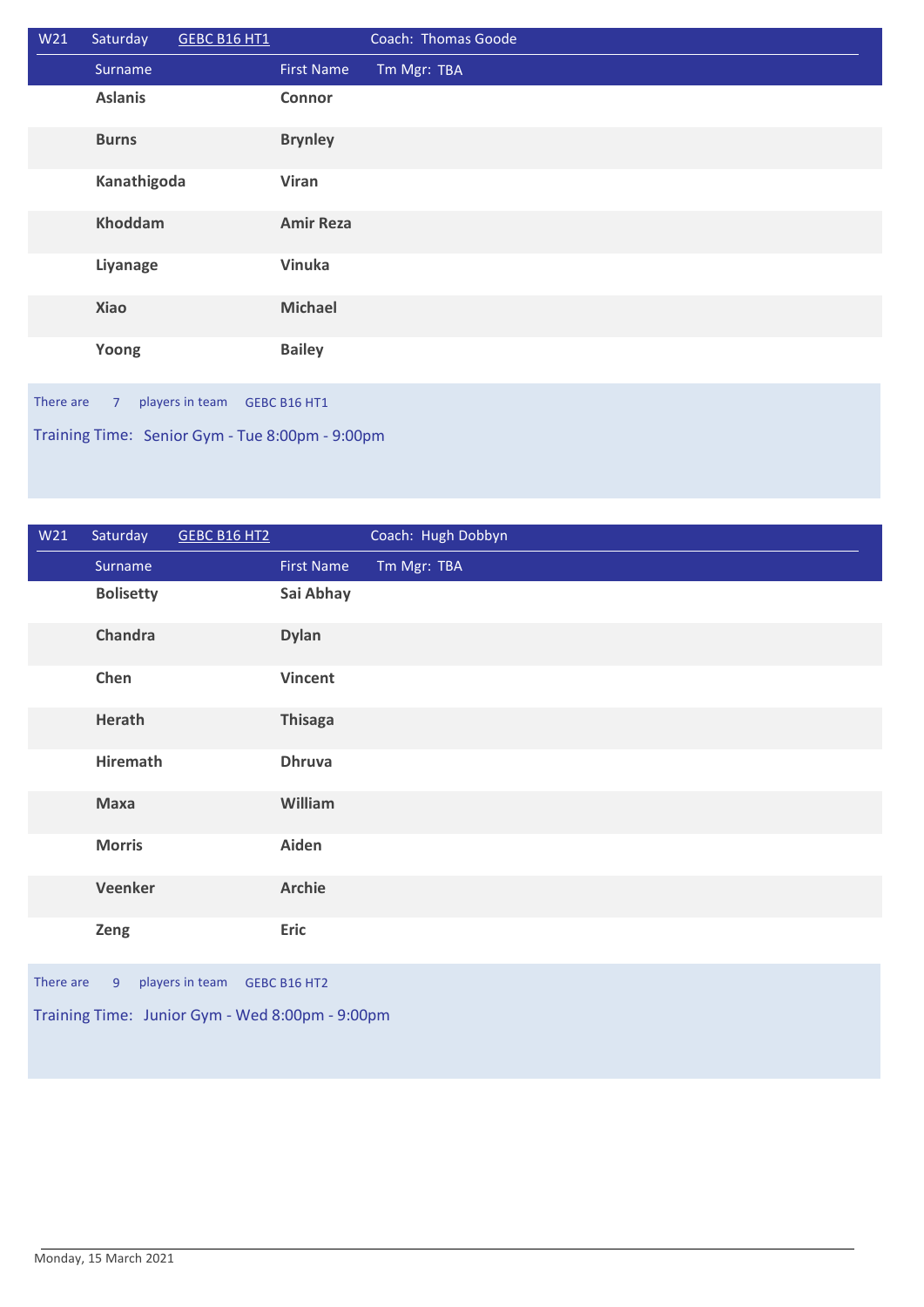| W21 | Saturday | GEBC B16 HT1 | Coach: Thomas Goode |
|---|---|---|---|
| | Surname | First Name | Tm Mgr: TBA |
| | **Aslanis** | **Connor** | |
| | **Burns** | **Brynley** | |
| | **Kanathigoda** | **Viran** | |
| | **Khoddam** | **Amir Reza** | |
| | **Liyanage** | **Vinuka** | |
| | **Xiao** | **Michael** | |
| | **Yoong** | **Bailey** | |

There are 7 players in team GEBC B16 HT1

Training Time: Senior Gym - Tue 8:00pm - 9:00pm

| W21 | Saturday | GEBC B16 HT2 | Coach: Hugh Dobbyn |
|---|---|---|---|
| | Surname | First Name | Tm Mgr: TBA |
| | **Bolisetty** | **Sai Abhay** | |
| | **Chandra** | **Dylan** | |
| | **Chen** | **Vincent** | |
| | **Herath** | **Thisaga** | |
| | **Hiremath** | **Dhruva** | |
| | **Maxa** | **William** | |
| | **Morris** | **Aiden** | |
| | **Veenker** | **Archie** | |
| | **Zeng** | **Eric** | |

There are 9 players in team GEBC B16 HT2

Training Time: Junior Gym - Wed 8:00pm - 9:00pm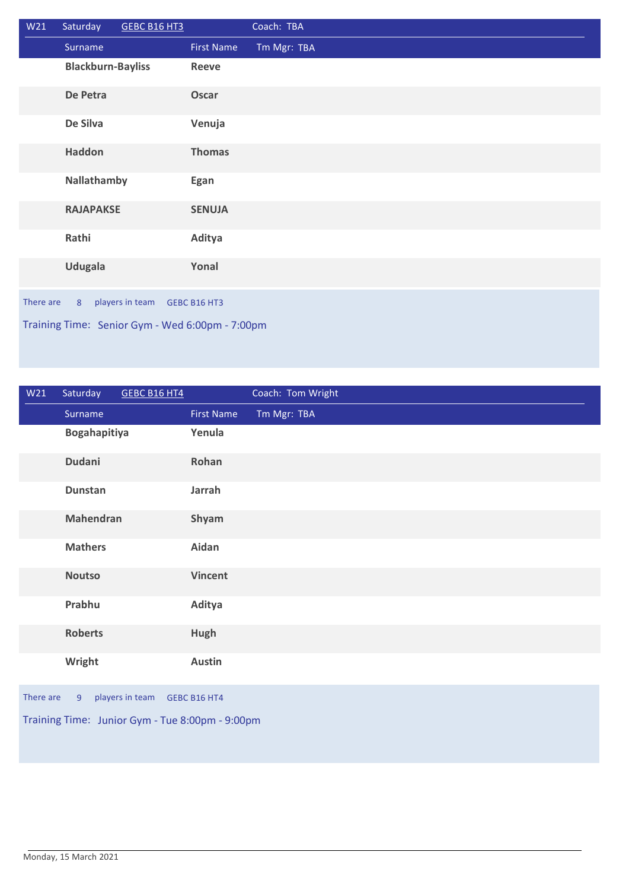| W21 | Saturday | GEBC B16 HT3 | Coach: TBA |
|---|---|---|---|
| | Surname | First Name | Tm Mgr: TBA |
| | **Blackburn-Bayliss** | **Reeve** | |
| | **De Petra** | **Oscar** | |
| | **De Silva** | **Venuja** | |
| | **Haddon** | **Thomas** | |
| | **Nallathamby** | **Egan** | |
| | **RAJAPAKSE** | **SENUJA** | |
| | **Rathi** | **Aditya** | |
| | **Udugala** | **Yonal** | |

There are 8 players in team GEBC B16 HT3

Training Time: Senior Gym - Wed 6:00pm - 7:00pm

| W21 | Saturday | GEBC B16 HT4 | Coach: Tom Wright |
|---|---|---|---|
| | Surname | First Name | Tm Mgr: TBA |
| | **Bogahapitiya** | **Yenula** | |
| | **Dudani** | **Rohan** | |
| | **Dunstan** | **Jarrah** | |
| | **Mahendran** | **Shyam** | |
| | **Mathers** | **Aidan** | |
| | **Noutso** | **Vincent** | |
| | **Prabhu** | **Aditya** | |
| | **Roberts** | **Hugh** | |
| | **Wright** | **Austin** | |

There are 9 players in team GEBC B16 HT4

Training Time: Junior Gym - Tue 8:00pm - 9:00pm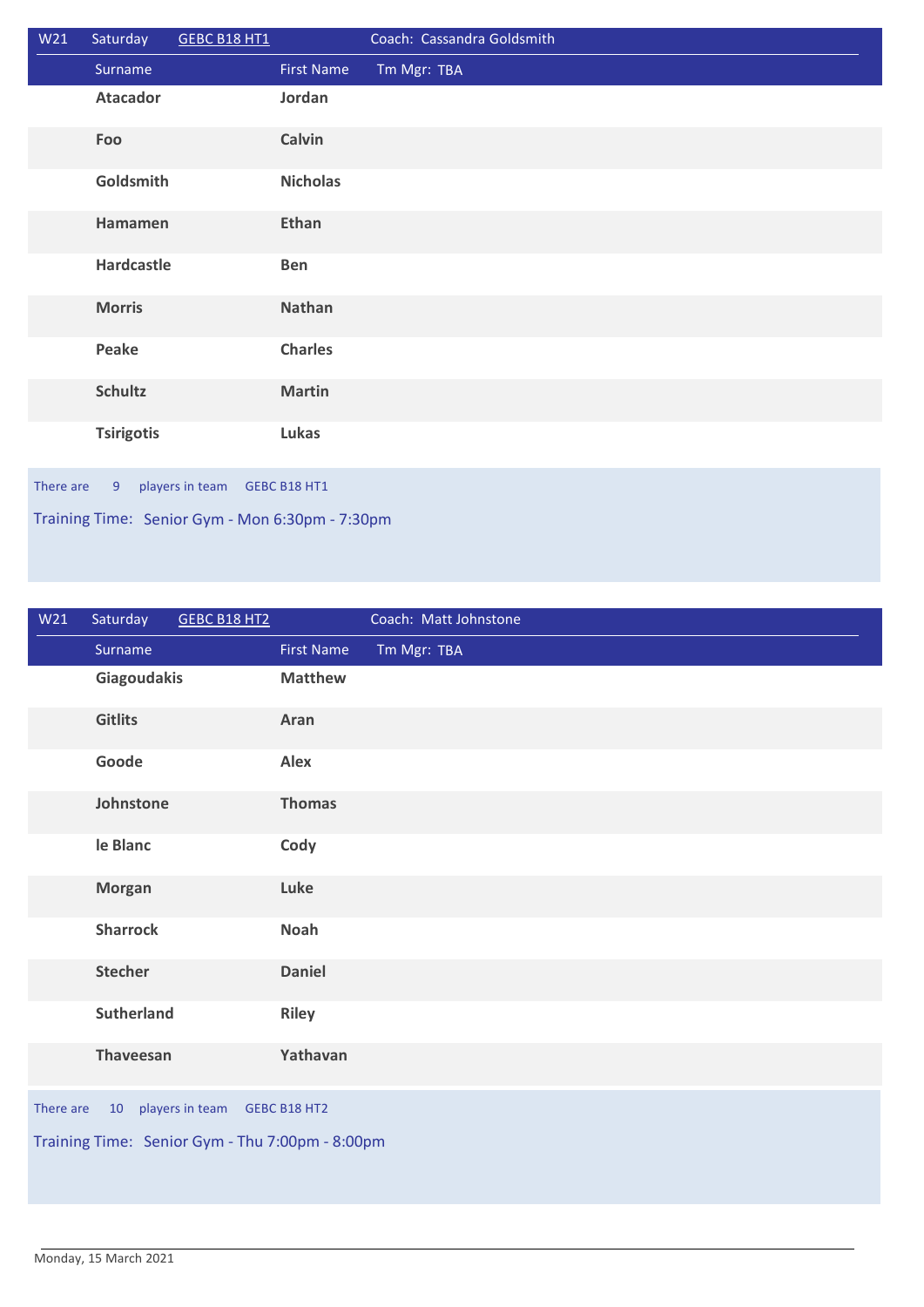| W21 | Saturday | GEBC B18 HT1 | Coach: Cassandra Goldsmith |
|---|---|---|---|
| | **Surname** | **First Name** | **Tm Mgr:** TBA |
| | **Atacador** | **Jordan** | |
| | **Foo** | **Calvin** | |
| | **Goldsmith** | **Nicholas** | |
| | **Hamamen** | **Ethan** | |
| | **Hardcastle** | **Ben** | |
| | **Morris** | **Nathan** | |
| | **Peake** | **Charles** | |
| | **Schultz** | **Martin** | |
| | **Tsirigotis** | **Lukas** | |

There are 9 players in team GEBC B18 HT1

Training Time: Senior Gym - Mon 6:30pm - 7:30pm

| W21 | Saturday | GEBC B18 HT2 | Coach: Matt Johnstone |
|---|---|---|---|
| | **Surname** | **First Name** | **Tm Mgr:** TBA |
| | **Giagoudakis** | **Matthew** | |
| | **Gitlits** | **Aran** | |
| | **Goode** | **Alex** | |
| | **Johnstone** | **Thomas** | |
| | **le Blanc** | **Cody** | |
| | **Morgan** | **Luke** | |
| | **Sharrock** | **Noah** | |
| | **Stecher** | **Daniel** | |
| | **Sutherland** | **Riley** | |
| | **Thaveesan** | **Yathavan** | |

There are 10 players in team GEBC B18 HT2

Training Time: Senior Gym - Thu 7:00pm - 8:00pm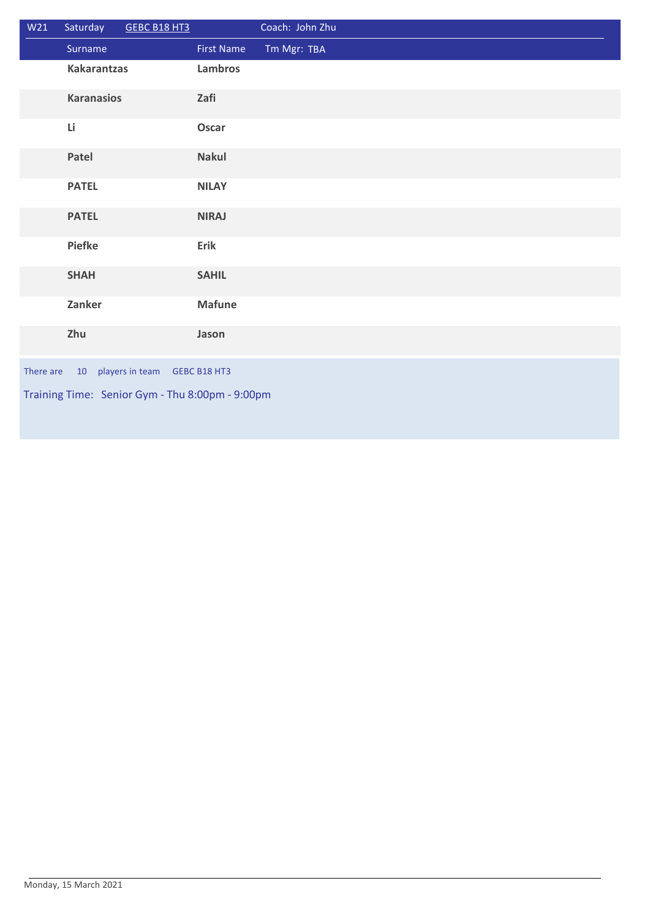| W21 | Saturday | GEBC B18 HT3 | Coach: John Zhu |
|---|---|---|---|
| | **Surname** | **First Name** | **Tm Mgr:** TBA |
| | **Kakarantzas** | **Lambros** | |
| | **Karanasios** | **Zafi** | |
| | **Li** | **Oscar** | |
| | **Patel** | **Nakul** | |
| | **PATEL** | **NILAY** | |
| | **PATEL** | **NIRAJ** | |
| | **Piefke** | **Erik** | |
| | **SHAH** | **SAHIL** | |
| | **Zanker** | **Mafune** | |
| | **Zhu** | **Jason** | |

There are 10 players in team GEBC B18 HT3

Training Time: Senior Gym - Thu 8:00pm - 9:00pm

Monday, 15 March 2021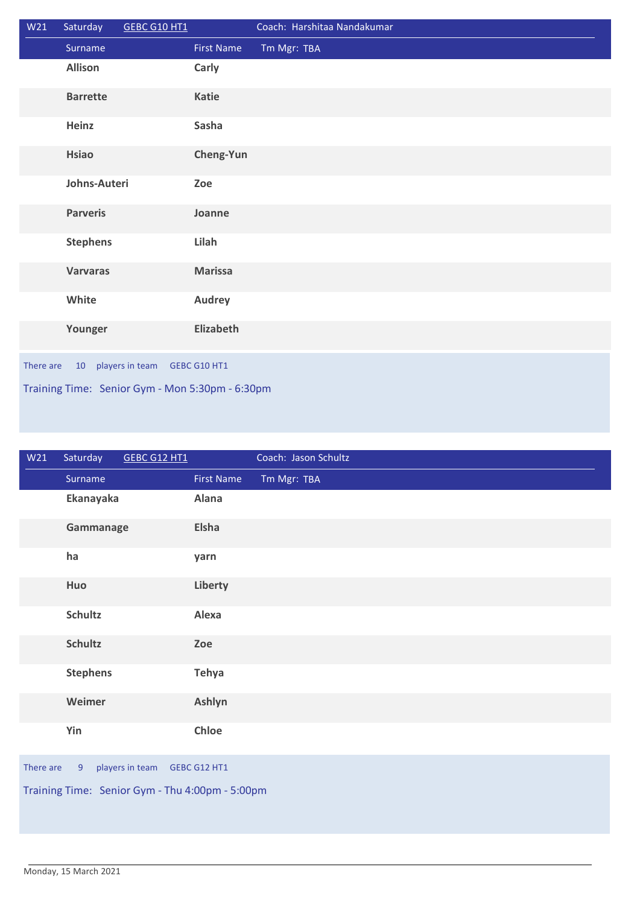| W21 | Saturday | GEBC G10 HT1 | Coach: Harshitaa Nandakumar |
|---|---|---|---|
| | **Surname** | **First Name** | Tm Mgr: TBA |
| | **Allison** | **Carly** | |
| | **Barrette** | **Katie** | |
| | **Heinz** | **Sasha** | |
| | **Hsiao** | **Cheng-Yun** | |
| | **Johns-Auteri** | **Zoe** | |
| | **Parveris** | **Joanne** | |
| | **Stephens** | **Lilah** | |
| | **Varvaras** | **Marissa** | |
| | **White** | **Audrey** | |
| | **Younger** | **Elizabeth** | |

There are 10 players in team GEBC G10 HT1

Training Time: Senior Gym - Mon 5:30pm - 6:30pm

| W21 | Saturday | GEBC G12 HT1 | Coach: Jason Schultz |
|---|---|---|---|
| | **Surname** | **First Name** | Tm Mgr: TBA |
| | **Ekanayaka** | **Alana** | |
| | **Gammanage** | **Elsha** | |
| | **ha** | **yarn** | |
| | **Huo** | **Liberty** | |
| | **Schultz** | **Alexa** | |
| | **Schultz** | **Zoe** | |
| | **Stephens** | **Tehya** | |
| | **Weimer** | **Ashlyn** | |
| | **Yin** | **Chloe** | |

There are 9 players in team GEBC G12 HT1

Training Time: Senior Gym - Thu 4:00pm - 5:00pm

Monday, 15 March 2021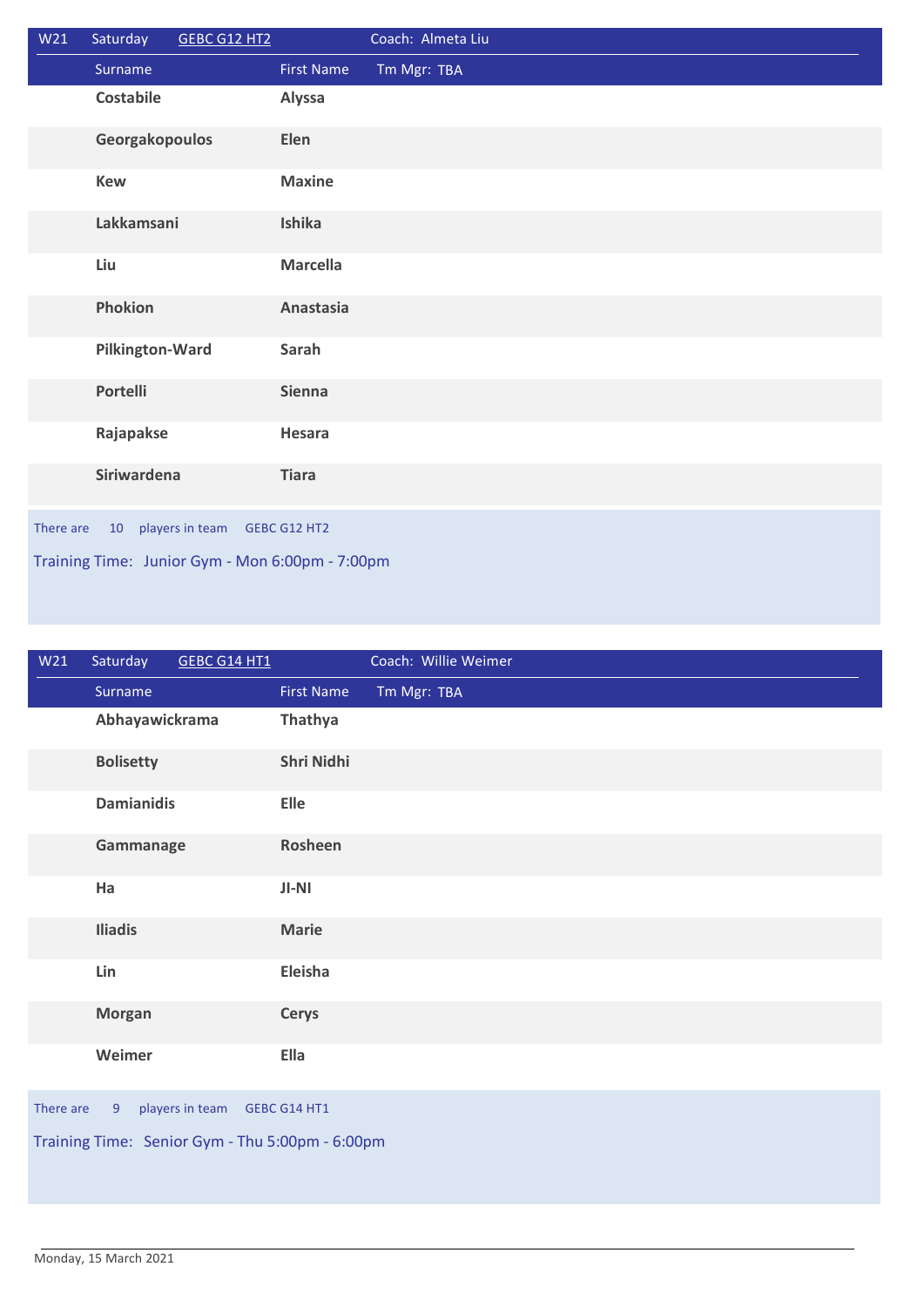| W21 | Saturday | GEBC G12 HT2 | Coach: Almeta Liu |
|---|---|---|---|
| | Surname | First Name | Tm Mgr: TBA |
| | **Costabile** | **Alyssa** | |
| | **Georgakopoulos** | **Elen** | |
| | **Kew** | **Maxine** | |
| | **Lakkamsani** | **Ishika** | |
| | **Liu** | **Marcella** | |
| | **Phokion** | **Anastasia** | |
| | **Pilkington-Ward** | **Sarah** | |
| | **Portelli** | **Sienna** | |
| | **Rajapakse** | **Hesara** | |
| | **Siriwardena** | **Tiara** | |

There are 10 players in team GEBC G12 HT2

Training Time: Junior Gym - Mon 6:00pm - 7:00pm

| W21 | Saturday | GEBC G14 HT1 | Coach: Willie Weimer |
|---|---|---|---|
| | Surname | First Name | Tm Mgr: TBA |
| | **Abhayawickrama** | **Thathya** | |
| | **Bolisetty** | **Shri Nidhi** | |
| | **Damianidis** | **Elle** | |
| | **Gammanage** | **Rosheen** | |
| | **Ha** | **JI-NI** | |
| | **Iliadis** | **Marie** | |
| | **Lin** | **Eleisha** | |
| | **Morgan** | **Cerys** | |
| | **Weimer** | **Ella** | |

There are 9 players in team GEBC G14 HT1

Training Time: Senior Gym - Thu 5:00pm - 6:00pm

Monday, 15 March 2021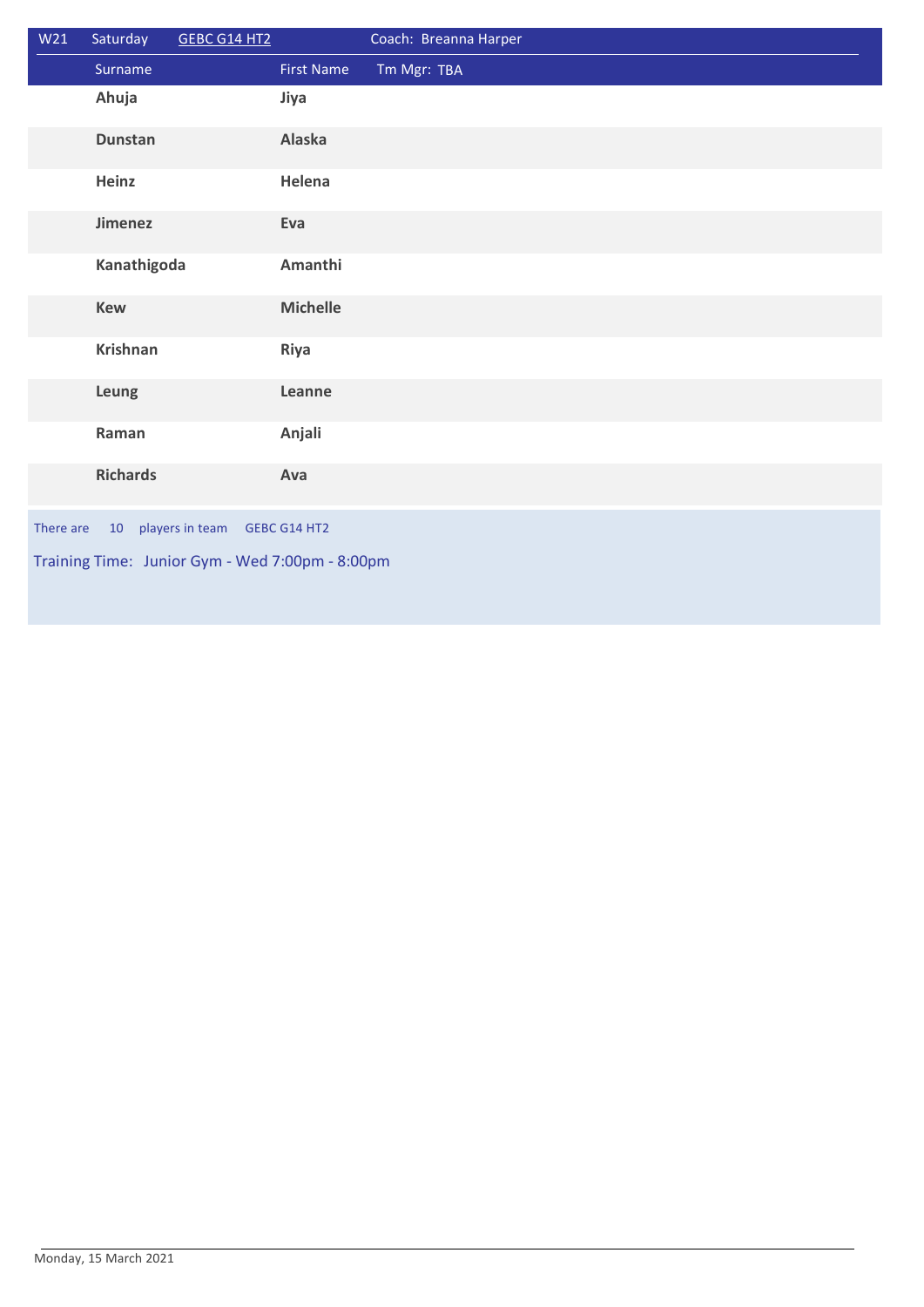| W21 | Saturday | GEBC G14 HT2 | Coach: Breanna Harper |
|---|---|---|---|
| | Surname | First Name | Tm Mgr: TBA |
| | **Ahuja** | **Jiya** | |
| | **Dunstan** | **Alaska** | |
| | **Heinz** | **Helena** | |
| | **Jimenez** | **Eva** | |
| | **Kanathigoda** | **Amanthi** | |
| | **Kew** | **Michelle** | |
| | **Krishnan** | **Riya** | |
| | **Leung** | **Leanne** | |
| | **Raman** | **Anjali** | |
| | **Richards** | **Ava** | |

There are 10 players in team GEBC G14 HT2

Training Time: Junior Gym - Wed 7:00pm - 8:00pm

Monday, 15 March 2021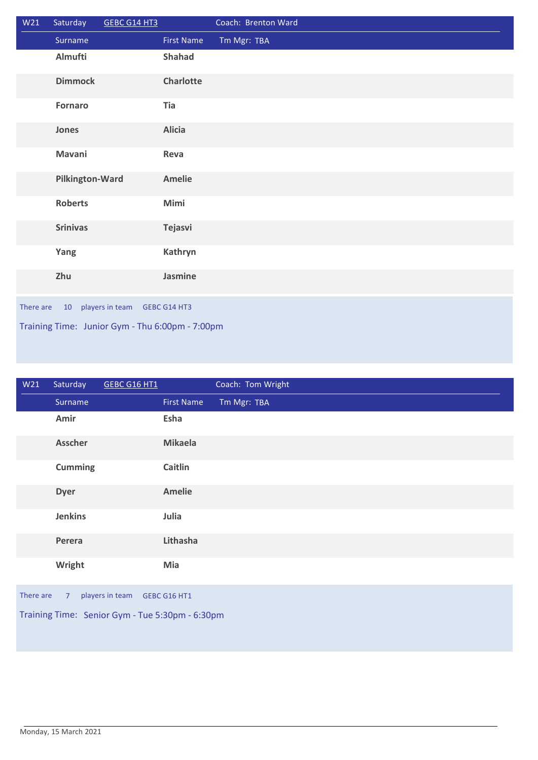| W21 | Saturday | GEBC G14 HT3 | Coach: Brenton Ward |
|---|---|---|---|
| | Surname | First Name | Tm Mgr: TBA |
| | **Almufti** | **Shahad** | |
| | **Dimmock** | **Charlotte** | |
| | **Fornaro** | **Tia** | |
| | **Jones** | **Alicia** | |
| | **Mavani** | **Reva** | |
| | **Pilkington-Ward** | **Amelie** | |
| | **Roberts** | **Mimi** | |
| | **Srinivas** | **Tejasvi** | |
| | **Yang** | **Kathryn** | |
| | **Zhu** | **Jasmine** | |

There are 10 players in team GEBC G14 HT3

Training Time: Junior Gym - Thu 6:00pm - 7:00pm

| W21 | Saturday | GEBC G16 HT1 | Coach: Tom Wright |
|---|---|---|---|
| | Surname | First Name | Tm Mgr: TBA |
| | **Amir** | **Esha** | |
| | **Asscher** | **Mikaela** | |
| | **Cumming** | **Caitlin** | |
| | **Dyer** | **Amelie** | |
| | **Jenkins** | **Julia** | |
| | **Perera** | **Lithasha** | |
| | **Wright** | **Mia** | |

There are 7 players in team GEBC G16 HT1

Training Time: Senior Gym - Tue 5:30pm - 6:30pm

Monday, 15 March 2021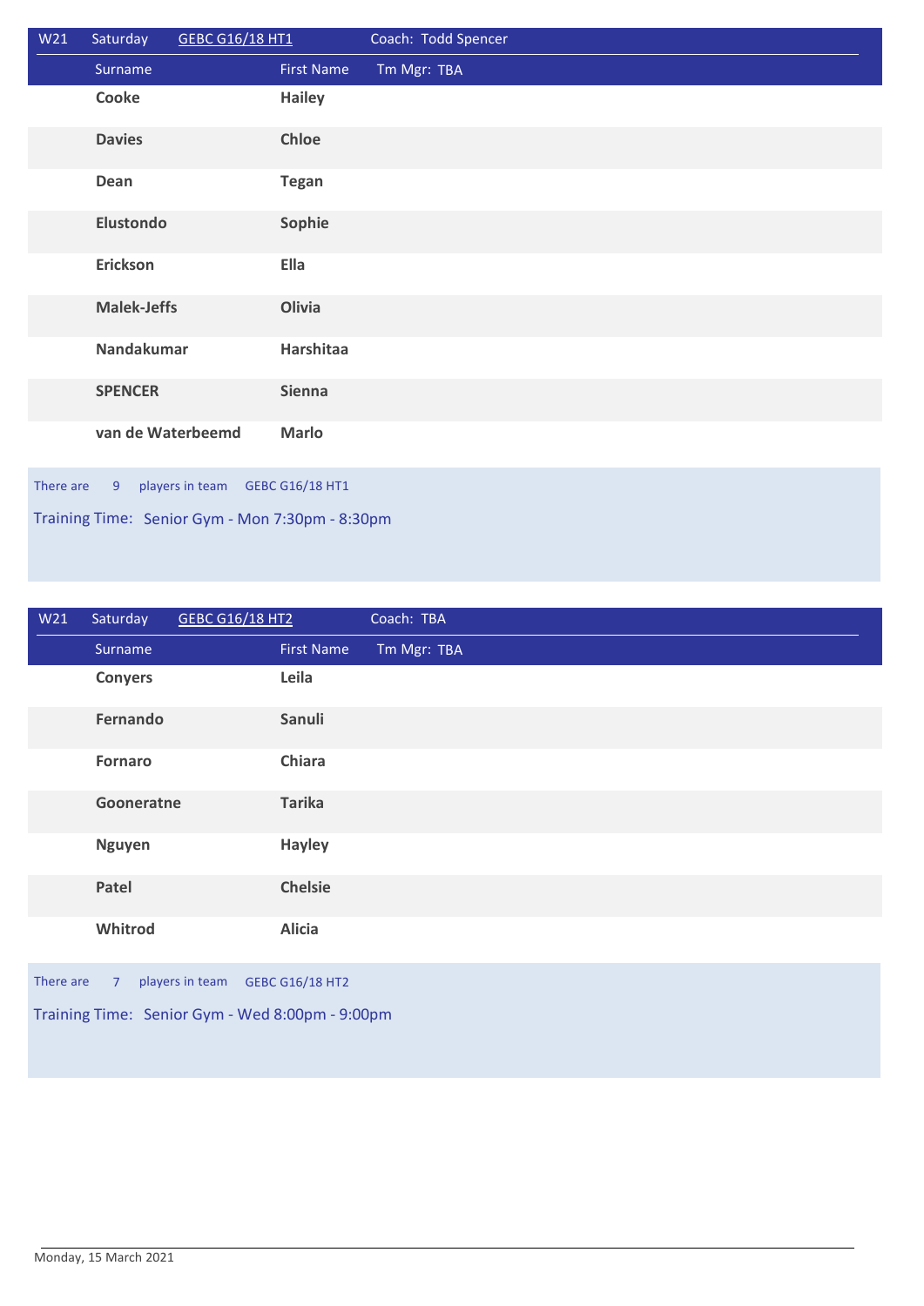| W21 | Saturday | GEBC G16/18 HT1 | Coach: Todd Spencer |
|---|---|---|---|
| | **Surname** | **First Name** | **Tm Mgr: TBA** |
| | **Cooke** | **Hailey** | |
| | **Davies** | **Chloe** | |
| | **Dean** | **Tegan** | |
| | **Elustondo** | **Sophie** | |
| | **Erickson** | **Ella** | |
| | **Malek-Jeffs** | **Olivia** | |
| | **Nandakumar** | **Harshitaa** | |
| | **SPENCER** | **Sienna** | |
| | **van de Waterbeemd** | **Marlo** | |

There are 9 players in team GEBC G16/18 HT1

Training Time: Senior Gym - Mon 7:30pm - 8:30pm

| W21 | Saturday | GEBC G16/18 HT2 | Coach: TBA |
|---|---|---|---|
| | **Surname** | **First Name** | **Tm Mgr: TBA** |
| | **Conyers** | **Leila** | |
| | **Fernando** | **Sanuli** | |
| | **Fornaro** | **Chiara** | |
| | **Gooneratne** | **Tarika** | |
| | **Nguyen** | **Hayley** | |
| | **Patel** | **Chelsie** | |
| | **Whitrod** | **Alicia** | |

There are 7 players in team GEBC G16/18 HT2

Training Time: Senior Gym - Wed 8:00pm - 9:00pm

Monday, 15 March 2021